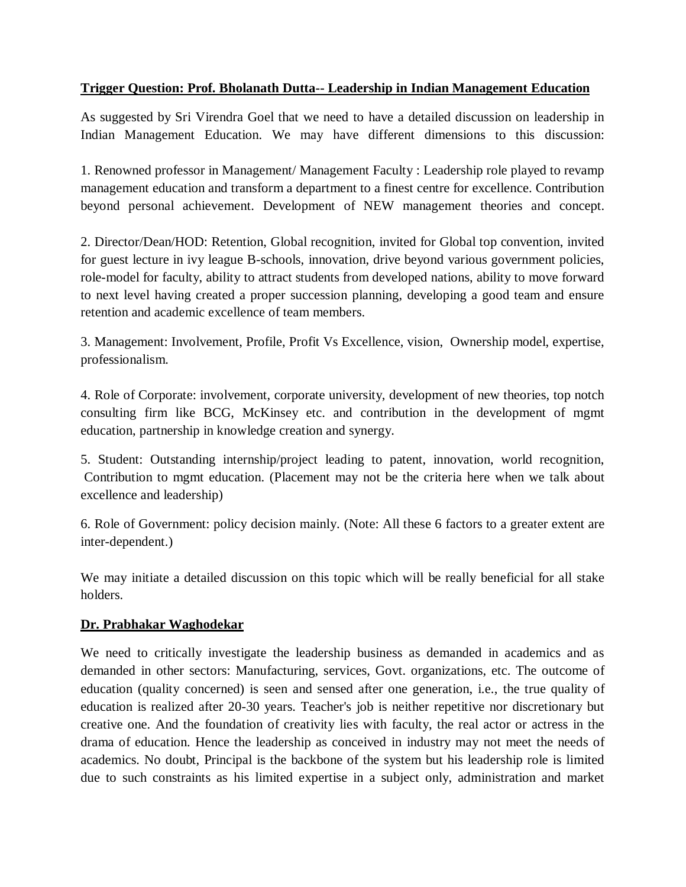**Trigger Question: Prof. Bholanath Dutta-- Leadership in Indian Management Education**

As suggested by Sri Virendra Goel that we need to have a detailed discussion on leadership in Indian Management Education. We may have different dimensions to this discussion:

1. Renowned professor in Management/ Management Faculty : Leadership role played to revamp management education and transform a department to a finest centre for excellence. Contribution beyond personal achievement. Development of NEW management theories and concept.

2. Director/Dean/HOD: Retention, Global recognition, invited for Global top convention, invited for guest lecture in ivy league B-schools, innovation, drive beyond various government policies, role-model for faculty, ability to attract students from developed nations, ability to move forward to next level having created a proper succession planning, developing a good team and ensure retention and academic excellence of team members.

3. Management: Involvement, Profile, Profit Vs Excellence, vision, Ownership model, expertise, professionalism.

4. Role of Corporate: involvement, corporate university, development of new theories, top notch consulting firm like BCG, McKinsey etc. and contribution in the development of mgmt education, partnership in knowledge creation and synergy.

5. Student: Outstanding internship/project leading to patent, innovation, world recognition, Contribution to mgmt education. (Placement may not be the criteria here when we talk about excellence and leadership)

6. Role of Government: policy decision mainly. (Note: All these 6 factors to a greater extent are inter-dependent.)

We may initiate a detailed discussion on this topic which will be really beneficial for all stake holders.

**Dr. Prabhakar Waghodekar**

We need to critically investigate the leadership business as demanded in academics and as demanded in other sectors: Manufacturing, services, Govt. organizations, etc. The outcome of education (quality concerned) is seen and sensed after one generation, i.e., the true quality of education is realized after 20-30 years. Teacher's job is neither repetitive nor discretionary but creative one. And the foundation of creativity lies with faculty, the real actor or actress in the drama of education. Hence the leadership as conceived in industry may not meet the needs of academics. No doubt, Principal is the backbone of the system but his leadership role is limited due to such constraints as his limited expertise in a subject only, administration and market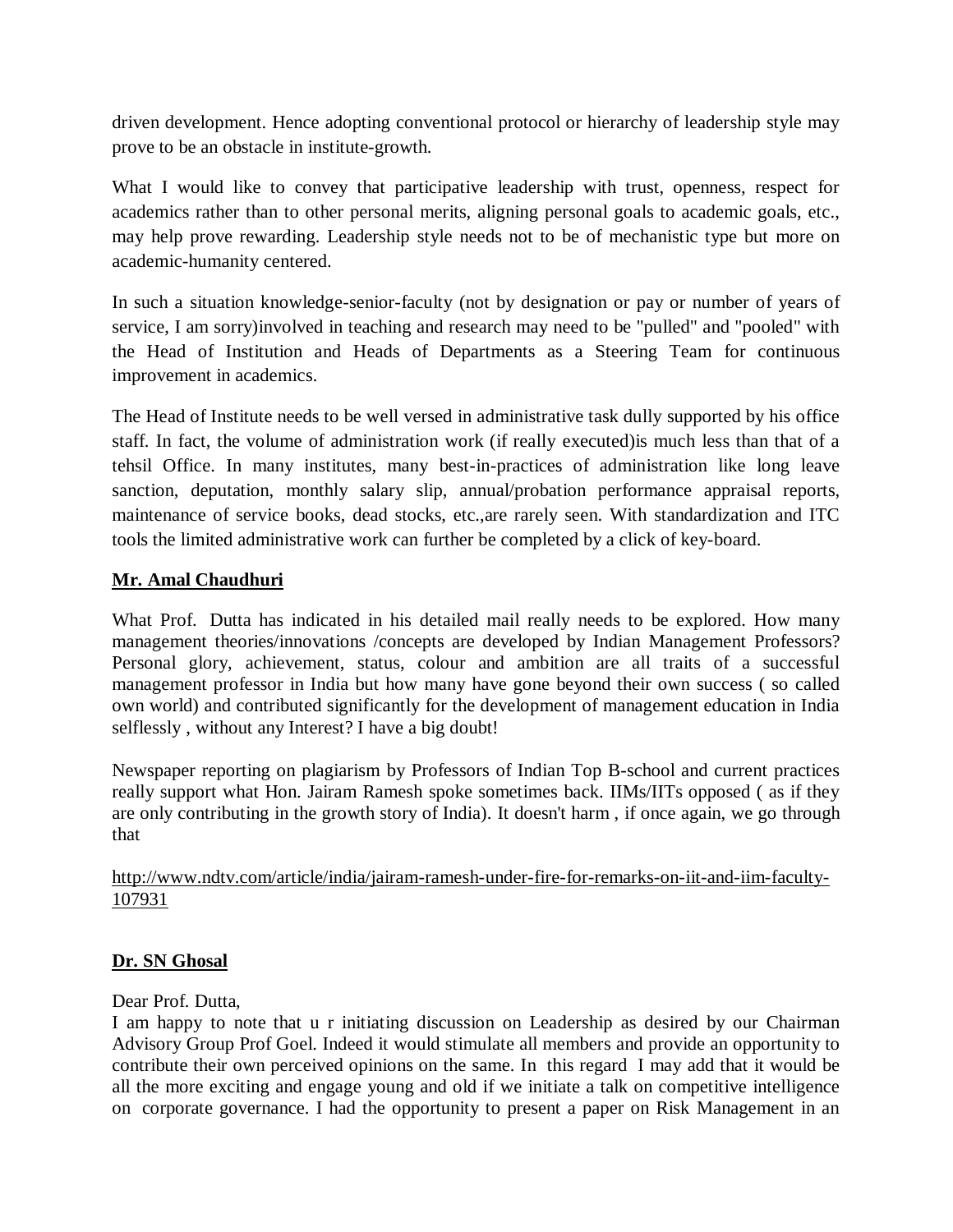driven development. Hence adopting conventional protocol or hierarchy of leadership style may prove to be an obstacle in institute-growth.

What I would like to convey that participative leadership with trust, openness, respect for academics rather than to other personal merits, aligning personal goals to academic goals, etc., may help prove rewarding. Leadership style needs not to be of mechanistic type but more on academic-humanity centered.

In such a situation knowledge-senior-faculty (not by designation or pay or number of years of service, I am sorry)involved in teaching and research may need to be "pulled" and "pooled" with the Head of Institution and Heads of Departments as a Steering Team for continuous improvement in academics.

The Head of Institute needs to be well versed in administrative task dully supported by his office staff. In fact, the volume of administration work (if really executed)is much less than that of a tehsil Office. In many institutes, many best-in-practices of administration like long leave sanction, deputation, monthly salary slip, annual/probation performance appraisal reports, maintenance of service books, dead stocks, etc.,are rarely seen. With standardization and ITC tools the limited administrative work can further be completed by a click of key-board.

**Mr. Amal Chaudhuri**

What Prof. Dutta has indicated in his detailed mail really needs to be explored. How many management theories/innovations /concepts are developed by Indian Management Professors? Personal glory, achievement, status, colour and ambition are all traits of a successful management professor in India but how many have gone beyond their own success ( so called own world) and contributed significantly for the development of management education in India selflessly , without any Interest? I have a big doubt!

Newspaper reporting on plagiarism by Professors of Indian Top B-school and current practices really support what Hon. Jairam Ramesh spoke sometimes back. IIMs/IITs opposed ( as if they are only contributing in the growth story of India). It doesn't harm , if once again, we go through that

http://www.ndtv.com/article/india/jairam-ramesh-under-fire-for-remarks-on-iit-and-iim-faculty-107931

**Dr. SN Ghosal**

Dear Prof. Dutta,

I am happy to note that u r initiating discussion on Leadership as desired by our Chairman Advisory Group Prof Goel. Indeed it would stimulate all members and provide an opportunity to contribute their own perceived opinions on the same. In this regard I may add that it would be all the more exciting and engage young and old if we initiate a talk on competitive intelligence on corporate governance. I had the opportunity to present a paper on Risk Management in an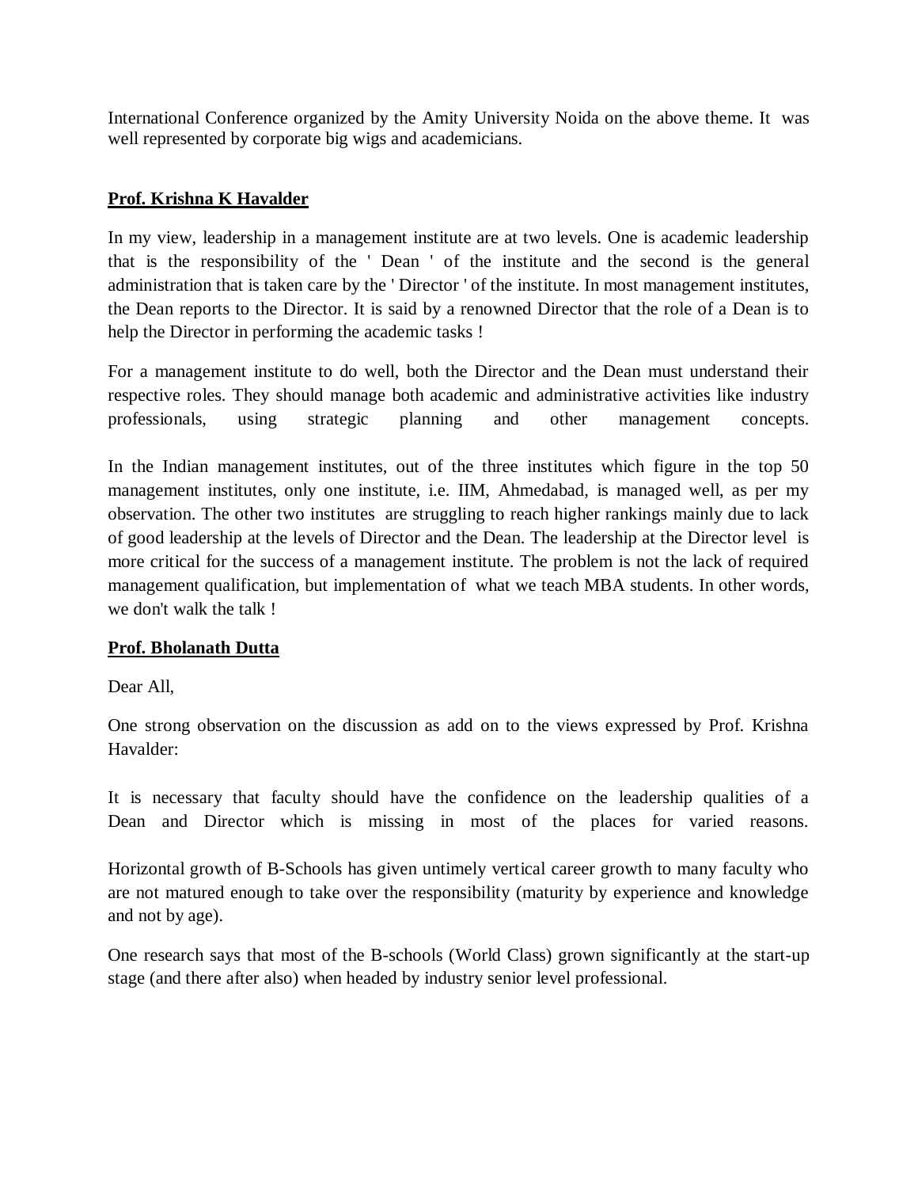International Conference organized by the Amity University Noida on the above theme. It was well represented by corporate big wigs and academicians.

**Prof. Krishna K Havalder**

In my view, leadership in a management institute are at two levels. One is academic leadership that is the responsibility of the ' Dean ' of the institute and the second is the general administration that is taken care by the ' Director ' of the institute. In most management institutes, the Dean reports to the Director. It is said by a renowned Director that the role of a Dean is to help the Director in performing the academic tasks !

For a management institute to do well, both the Director and the Dean must understand their respective roles. They should manage both academic and administrative activities like industry professionals, using strategic planning and other management concepts.

In the Indian management institutes, out of the three institutes which figure in the top 50 management institutes, only one institute, i.e. IIM, Ahmedabad, is managed well, as per my observation. The other two institutes are struggling to reach higher rankings mainly due to lack of good leadership at the levels of Director and the Dean. The leadership at the Director level is more critical for the success of a management institute. The problem is not the lack of required management qualification, but implementation of what we teach MBA students. In other words, we don't walk the talk !

**Prof. Bholanath Dutta**

Dear All,

One strong observation on the discussion as add on to the views expressed by Prof. Krishna Havalder:

It is necessary that faculty should have the confidence on the leadership qualities of a Dean and Director which is missing in most of the places for varied reasons.

Horizontal growth of B-Schools has given untimely vertical career growth to many faculty who are not matured enough to take over the responsibility (maturity by experience and knowledge and not by age).

One research says that most of the B-schools (World Class) grown significantly at the start-up stage (and there after also) when headed by industry senior level professional.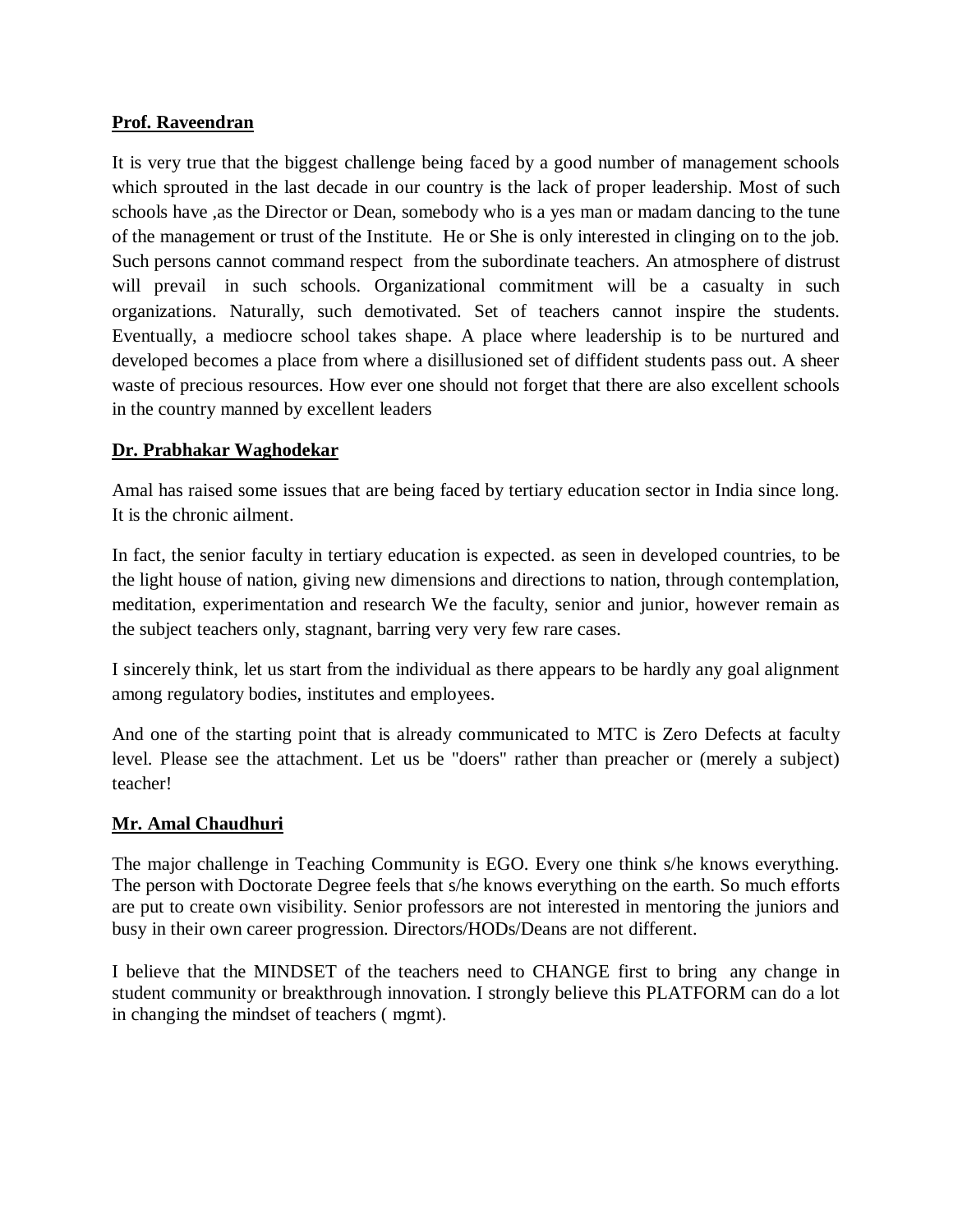**Prof. Raveendran**

It is very true that the biggest challenge being faced by a good number of management schools which sprouted in the last decade in our country is the lack of proper leadership. Most of such schools have ,as the Director or Dean, somebody who is a yes man or madam dancing to the tune of the management or trust of the Institute. He or She is only interested in clinging on to the job. Such persons cannot command respect from the subordinate teachers. An atmosphere of distrust will prevail in such schools. Organizational commitment will be a casualty in such organizations. Naturally, such demotivated. Set of teachers cannot inspire the students. Eventually, a mediocre school takes shape. A place where leadership is to be nurtured and developed becomes a place from where a disillusioned set of diffident students pass out. A sheer waste of precious resources. How ever one should not forget that there are also excellent schools in the country manned by excellent leaders

**Dr. Prabhakar Waghodekar**

Amal has raised some issues that are being faced by tertiary education sector in India since long. It is the chronic ailment.

In fact, the senior faculty in tertiary education is expected. as seen in developed countries, to be the light house of nation, giving new dimensions and directions to nation, through contemplation, meditation, experimentation and research We the faculty, senior and junior, however remain as the subject teachers only, stagnant, barring very very few rare cases.

I sincerely think, let us start from the individual as there appears to be hardly any goal alignment among regulatory bodies, institutes and employees.

And one of the starting point that is already communicated to MTC is Zero Defects at faculty level. Please see the attachment. Let us be "doers" rather than preacher or (merely a subject) teacher!

**Mr. Amal Chaudhuri**

The major challenge in Teaching Community is EGO. Every one think s/he knows everything. The person with Doctorate Degree feels that s/he knows everything on the earth. So much efforts are put to create own visibility. Senior professors are not interested in mentoring the juniors and busy in their own career progression. Directors/HODs/Deans are not different.

I believe that the MINDSET of the teachers need to CHANGE first to bring any change in student community or breakthrough innovation. I strongly believe this PLATFORM can do a lot in changing the mindset of teachers ( mgmt).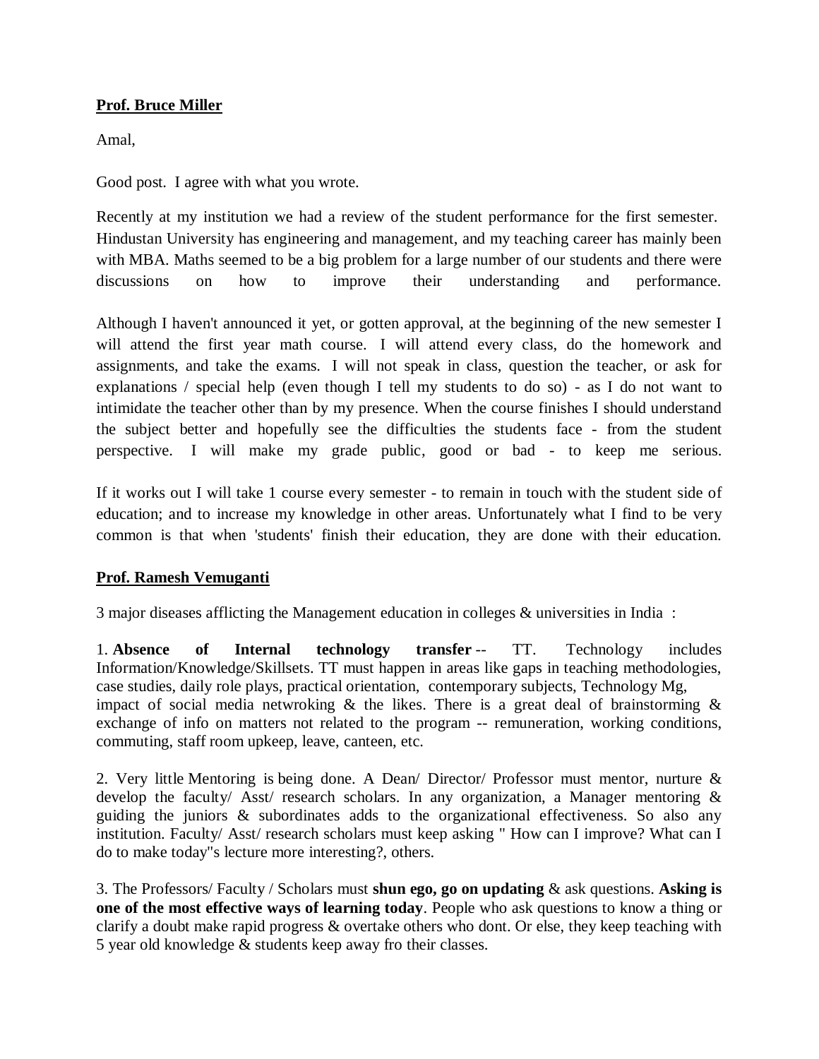**Prof. Bruce Miller**

Amal,

Good post. I agree with what you wrote.

Recently at my institution we had a review of the student performance for the first semester. Hindustan University has engineering and management, and my teaching career has mainly been with MBA. Maths seemed to be a big problem for a large number of our students and there were discussions on how to improve their understanding and performance.

Although I haven't announced it yet, or gotten approval, at the beginning of the new semester I will attend the first year math course. I will attend every class, do the homework and assignments, and take the exams. I will not speak in class, question the teacher, or ask for explanations / special help (even though I tell my students to do so) - as I do not want to intimidate the teacher other than by my presence. When the course finishes I should understand the subject better and hopefully see the difficulties the students face - from the student perspective. I will make my grade public, good or bad - to keep me serious.

If it works out I will take 1 course every semester - to remain in touch with the student side of education; and to increase my knowledge in other areas. Unfortunately what I find to be very common is that when 'students' finish their education, they are done with their education.

**Prof. Ramesh Vemuganti**

3 major diseases afflicting the Management education in colleges & universities in India :

1. **Absence of Internal technology transfer** -- TT. Technology includes Information/Knowledge/Skillsets. TT must happen in areas like gaps in teaching methodologies, case studies, daily role plays, practical orientation, contemporary subjects, Technology Mg, impact of social media netwroking & the likes. There is a great deal of brainstorming & exchange of info on matters not related to the program -- remuneration, working conditions, commuting, staff room upkeep, leave, canteen, etc.

2. Very little Mentoring is being done. A Dean/ Director/ Professor must mentor, nurture & develop the faculty/ Asst/ research scholars. In any organization, a Manager mentoring & guiding the juniors & subordinates adds to the organizational effectiveness. So also any institution. Faculty/ Asst/ research scholars must keep asking " How can I improve? What can I do to make today"s lecture more interesting?, others.

3. The Professors/ Faculty / Scholars must **shun ego, go on updating** & ask questions. **Asking is one of the most effective ways of learning today**. People who ask questions to know a thing or clarify a doubt make rapid progress & overtake others who dont. Or else, they keep teaching with 5 year old knowledge & students keep away fro their classes.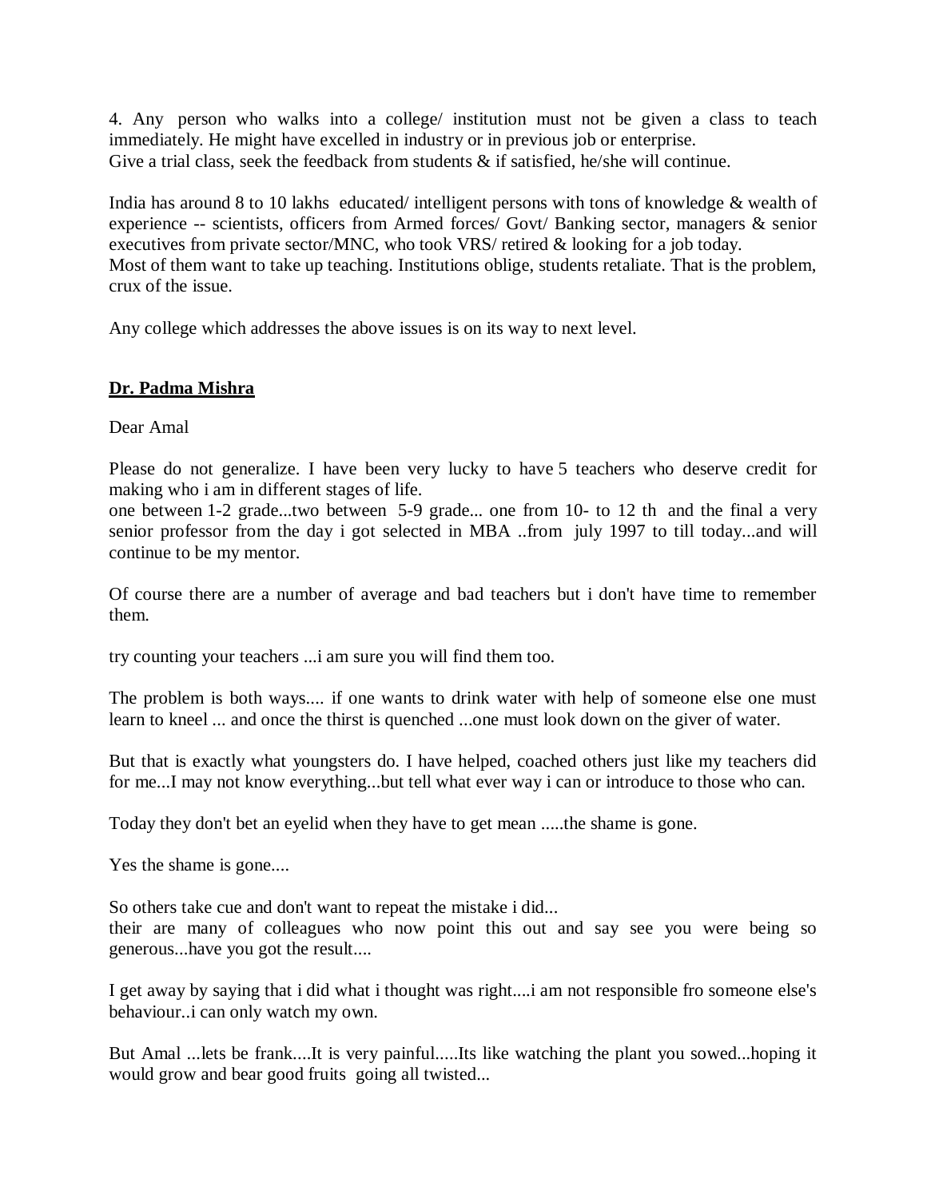4. Any person who walks into a college/ institution must not be given a class to teach immediately. He might have excelled in industry or in previous job or enterprise.
Give a trial class, seek the feedback from students & if satisfied, he/she will continue.

India has around 8 to 10 lakhs educated/ intelligent persons with tons of knowledge & wealth of experience -- scientists, officers from Armed forces/ Govt/ Banking sector, managers & senior executives from private sector/MNC, who took VRS/ retired & looking for a job today.
Most of them want to take up teaching. Institutions oblige, students retaliate. That is the problem, crux of the issue.

Any college which addresses the above issues is on its way to next level.

**Dr. Padma Mishra**

Dear Amal

Please do not generalize. I have been very lucky to have 5 teachers who deserve credit for making who i am in different stages of life.
one between 1-2 grade...two between 5-9 grade... one from 10- to 12 th and the final a very senior professor from the day i got selected in MBA ..from july 1997 to till today...and will continue to be my mentor.

Of course there are a number of average and bad teachers but i don't have time to remember them.

try counting your teachers ...i am sure you will find them too.

The problem is both ways.... if one wants to drink water with help of someone else one must learn to kneel ... and once the thirst is quenched ...one must look down on the giver of water.

But that is exactly what youngsters do. I have helped, coached others just like my teachers did for me...I may not know everything...but tell what ever way i can or introduce to those who can.

Today they don't bet an eyelid when they have to get mean .....the shame is gone.

Yes the shame is gone....

So others take cue and don't want to repeat the mistake i did...
their are many of colleagues who now point this out and say see you were being so generous...have you got the result....

I get away by saying that i did what i thought was right....i am not responsible fro someone else's behaviour..i can only watch my own.

But Amal ...lets be frank....It is very painful.....Its like watching the plant you sowed...hoping it would grow and bear good fruits going all twisted...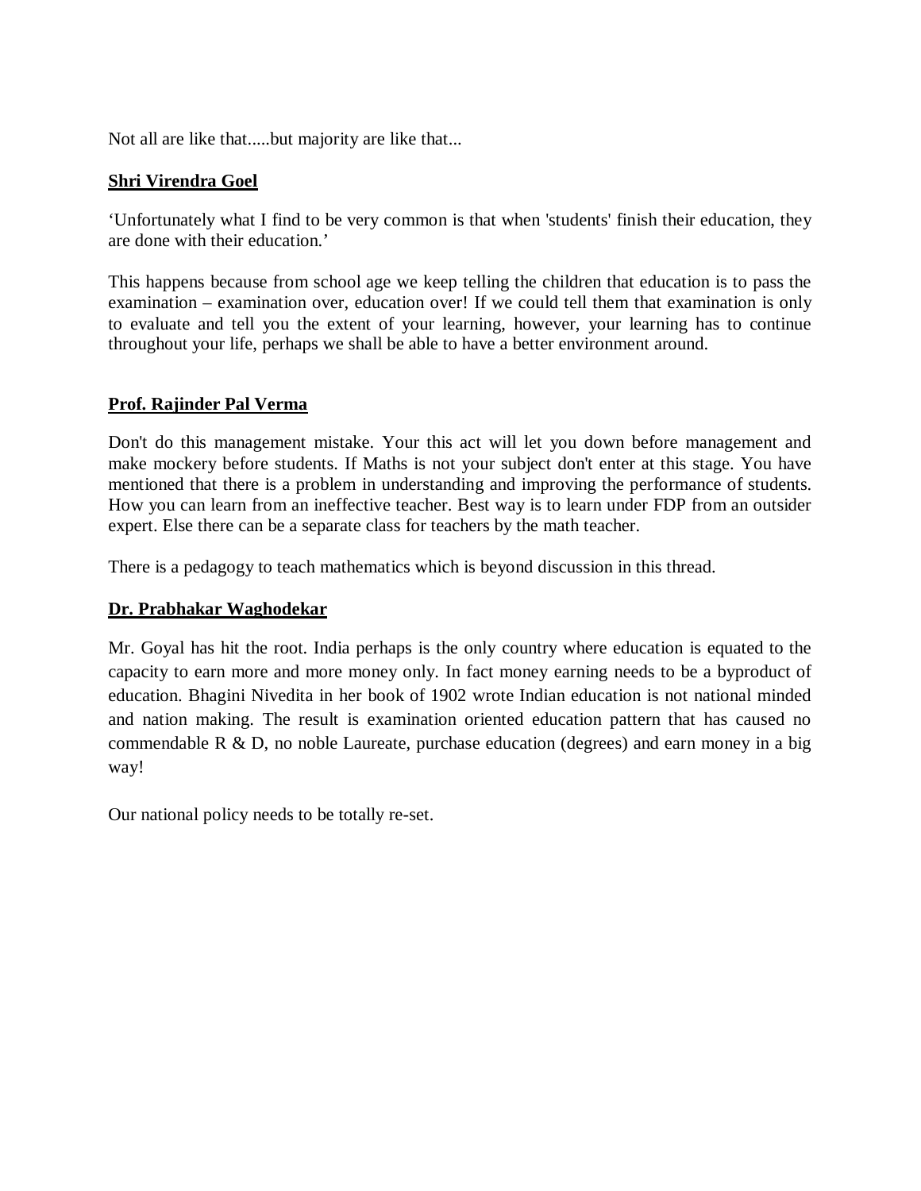Not all are like that.....but majority are like that...

**Shri Virendra Goel**

'Unfortunately what I find to be very common is that when 'students' finish their education, they are done with their education.'

This happens because from school age we keep telling the children that education is to pass the examination – examination over, education over! If we could tell them that examination is only to evaluate and tell you the extent of your learning, however, your learning has to continue throughout your life, perhaps we shall be able to have a better environment around.

**Prof. Rajinder Pal Verma**

Don't do this management mistake. Your this act will let you down before management and make mockery before students. If Maths is not your subject don't enter at this stage. You have mentioned that there is a problem in understanding and improving the performance of students. How you can learn from an ineffective teacher. Best way is to learn under FDP from an outsider expert. Else there can be a separate class for teachers by the math teacher.

There is a pedagogy to teach mathematics which is beyond discussion in this thread.

**Dr. Prabhakar Waghodekar**

Mr. Goyal has hit the root. India perhaps is the only country where education is equated to the capacity to earn more and more money only. In fact money earning needs to be a byproduct of education. Bhagini Nivedita in her book of 1902 wrote Indian education is not national minded and nation making. The result is examination oriented education pattern that has caused no commendable R & D, no noble Laureate, purchase education (degrees) and earn money in a big way!

Our national policy needs to be totally re-set.